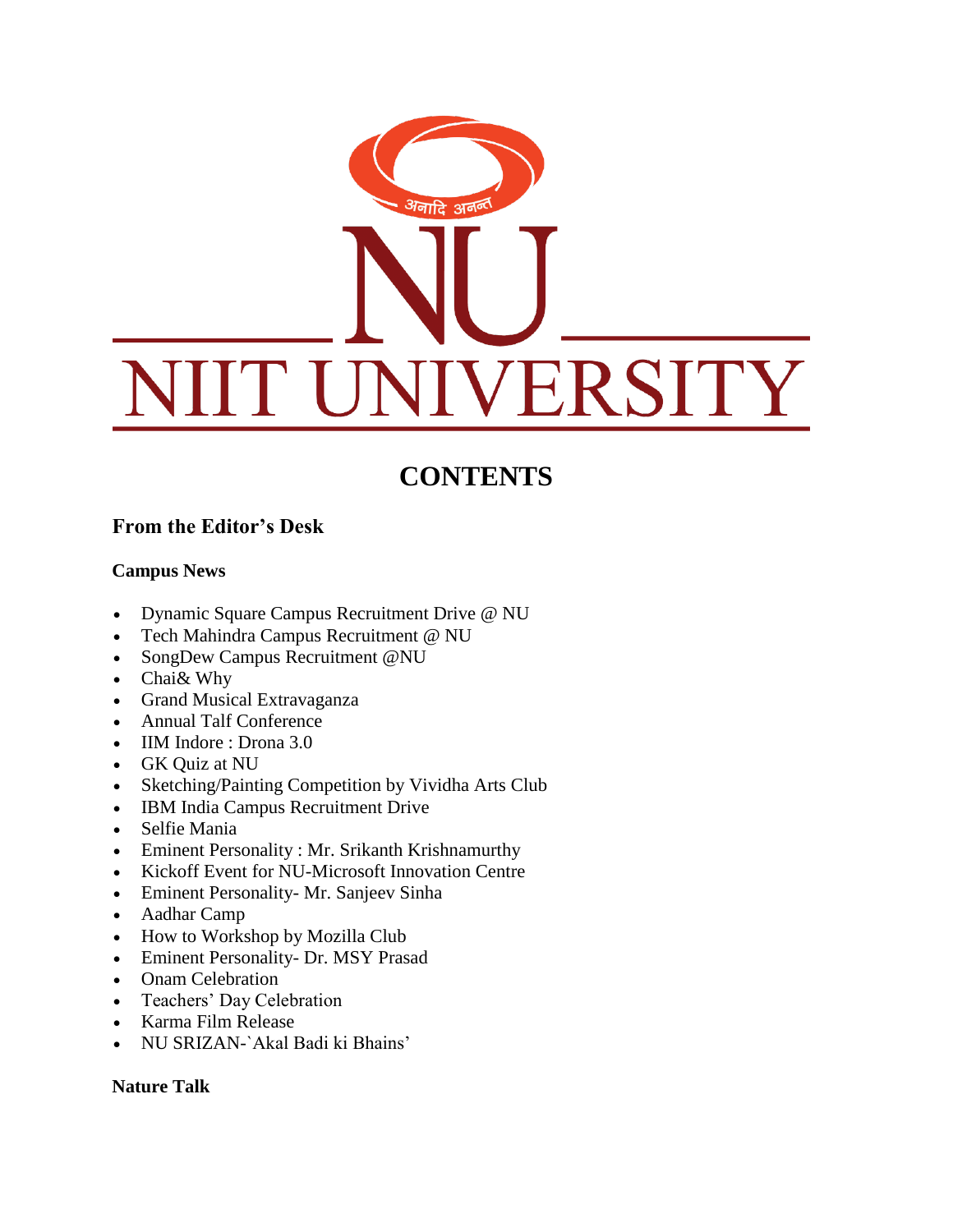अनादि अनन्त

NU

NIIT UNIVERSITY

# CONTENTS

## From the Editor's Desk

### Campus News

- Dynamic Square Campus Recruitment Drive @ NU
- Tech Mahindra Campus Recruitment @ NU
- SongDew Campus Recruitment @NU
- Chai& Why
- Grand Musical Extravaganza
- Annual Talf Conference
- IIM Indore : Drona 3.0
- GK Quiz at NU
- Sketching/Painting Competition by Vividha Arts Club
- IBM India Campus Recruitment Drive
- Selfie Mania
- Eminent Personality : Mr. Srikanth Krishnamurthy
- Kickoff Event for NU-Microsoft Innovation Centre
- Eminent Personality- Mr. Sanjeev Sinha
- Aadhar Camp
- How to Workshop by Mozilla Club
- Eminent Personality- Dr. MSY Prasad
- Onam Celebration
- Teachers' Day Celebration
- Karma Film Release
- NU SRIZAN-`Akal Badi ki Bhains'

### Nature Talk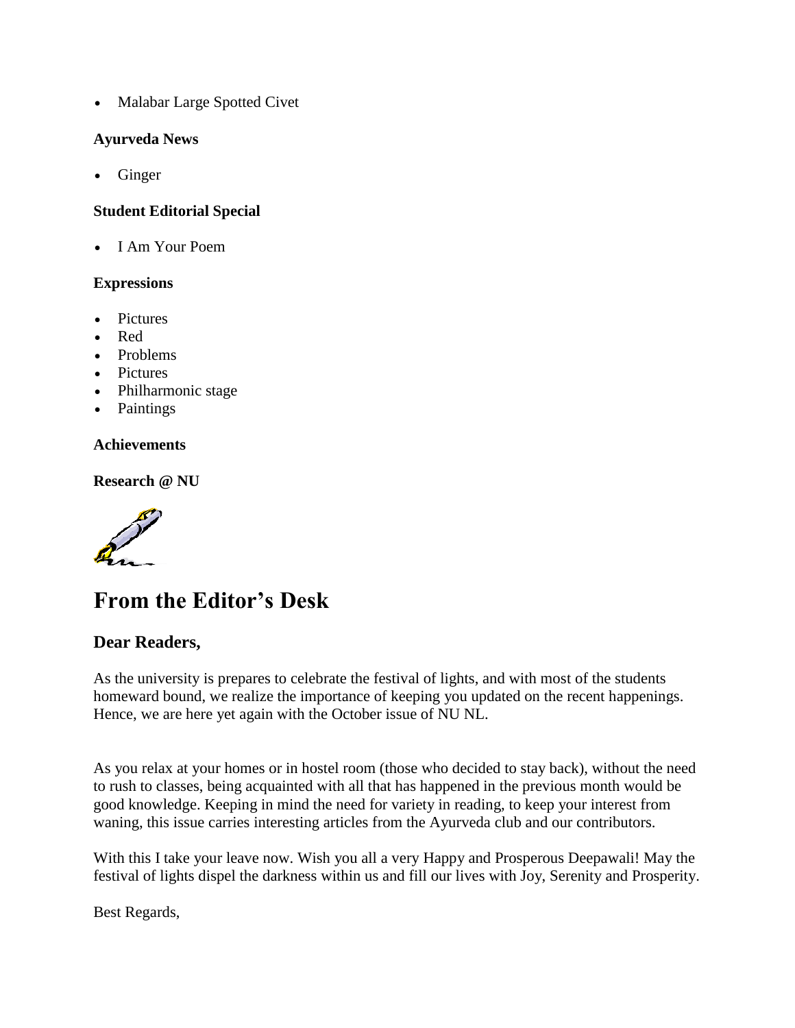- Malabar Large Spotted Civet

**Ayurveda News**

- Ginger

**Student Editorial Special**

- I Am Your Poem

**Expressions**

- Pictures
- Red
- Problems
- Pictures
- Philharmonic stage
- Paintings

**Achievements**

**Research @ NU**

# From the Editor's Desk

## Dear Readers,

As the university is prepares to celebrate the festival of lights, and with most of the students homeward bound, we realize the importance of keeping you updated on the recent happenings. Hence, we are here yet again with the October issue of NU NL.

As you relax at your homes or in hostel room (those who decided to stay back), without the need to rush to classes, being acquainted with all that has happened in the previous month would be good knowledge. Keeping in mind the need for variety in reading, to keep your interest from waning, this issue carries interesting articles from the Ayurveda club and our contributors.

With this I take your leave now. Wish you all a very Happy and Prosperous Deepawali! May the festival of lights dispel the darkness within us and fill our lives with Joy, Serenity and Prosperity.

Best Regards,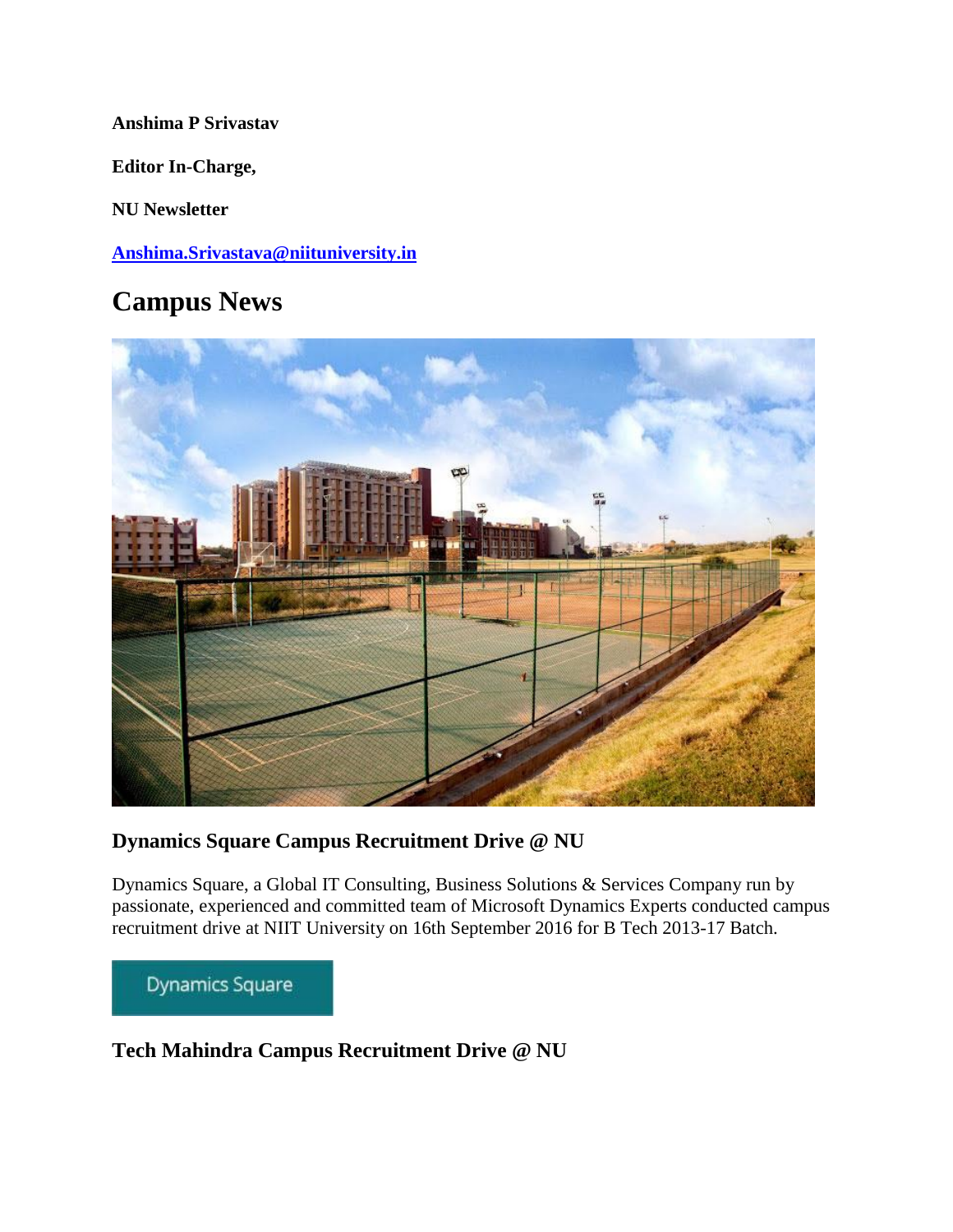**Anshima P Srivastav**

**Editor In-Charge,**

**NU Newsletter**

**Anshima.Srivastava@niituniversity.in**

## Campus News

### Dynamics Square Campus Recruitment Drive @ NU

Dynamics Square, a Global IT Consulting, Business Solutions & Services Company run by passionate, experienced and committed team of Microsoft Dynamics Experts conducted campus recruitment drive at NIIT University on 16th September 2016 for B Tech 2013-17 Batch.

Dynamics Square

### Tech Mahindra Campus Recruitment Drive @ NU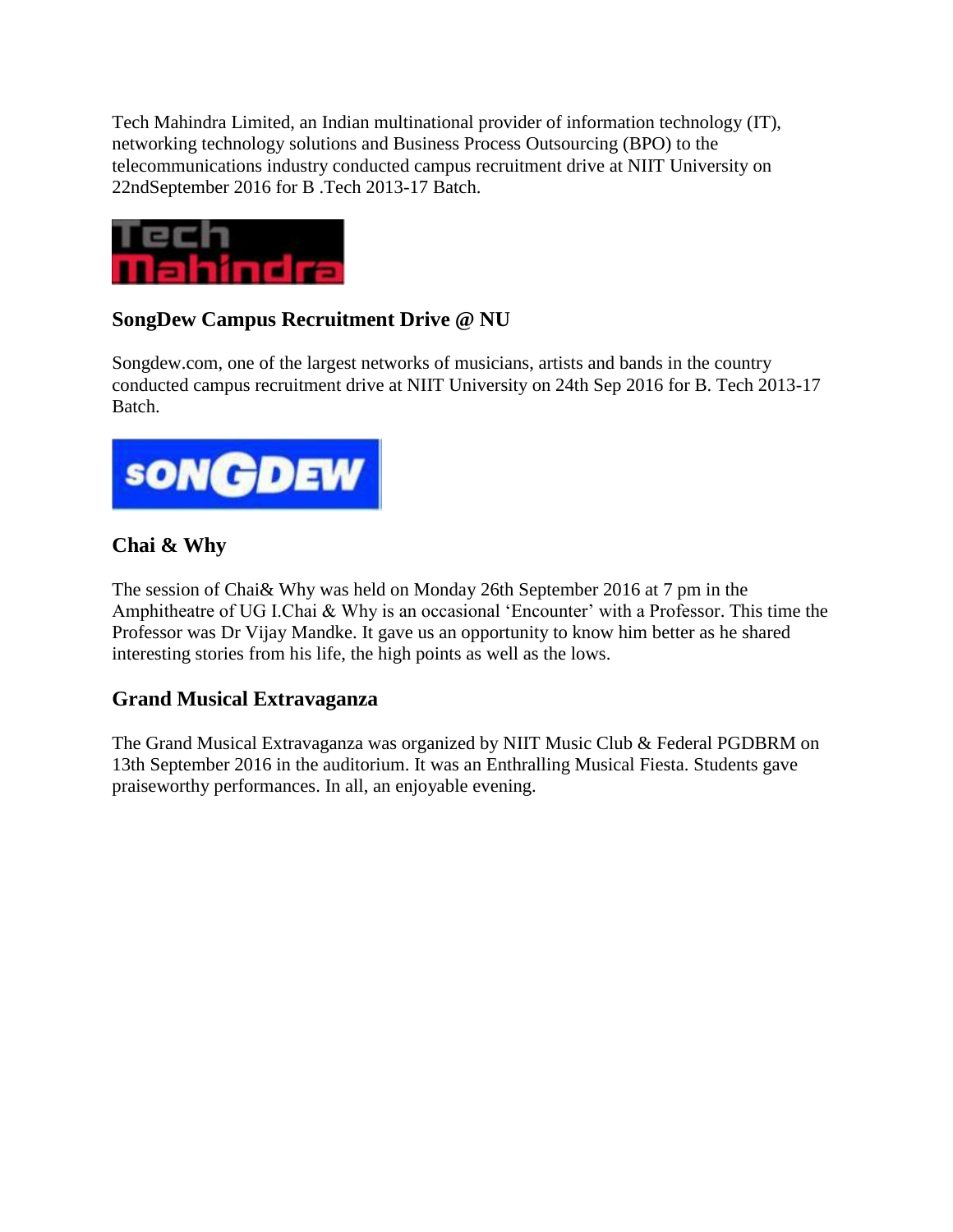Tech Mahindra Limited, an Indian multinational provider of information technology (IT), networking technology solutions and Business Process Outsourcing (BPO) to the telecommunications industry conducted campus recruitment drive at NIIT University on 22ndSeptember 2016 for B .Tech 2013-17 Batch.

### SongDew Campus Recruitment Drive @ NU

Songdew.com, one of the largest networks of musicians, artists and bands in the country conducted campus recruitment drive at NIIT University on 24th Sep 2016 for B. Tech 2013-17 Batch.

### Chai & Why

The session of Chai& Why was held on Monday 26th September 2016 at 7 pm in the Amphitheatre of UG I.Chai & Why is an occasional 'Encounter' with a Professor. This time the Professor was Dr Vijay Mandke. It gave us an opportunity to know him better as he shared interesting stories from his life, the high points as well as the lows.

### Grand Musical Extravaganza

The Grand Musical Extravaganza was organized by NIIT Music Club & Federal PGDBRM on 13th September 2016 in the auditorium. It was an Enthralling Musical Fiesta. Students gave praiseworthy performances. In all, an enjoyable evening.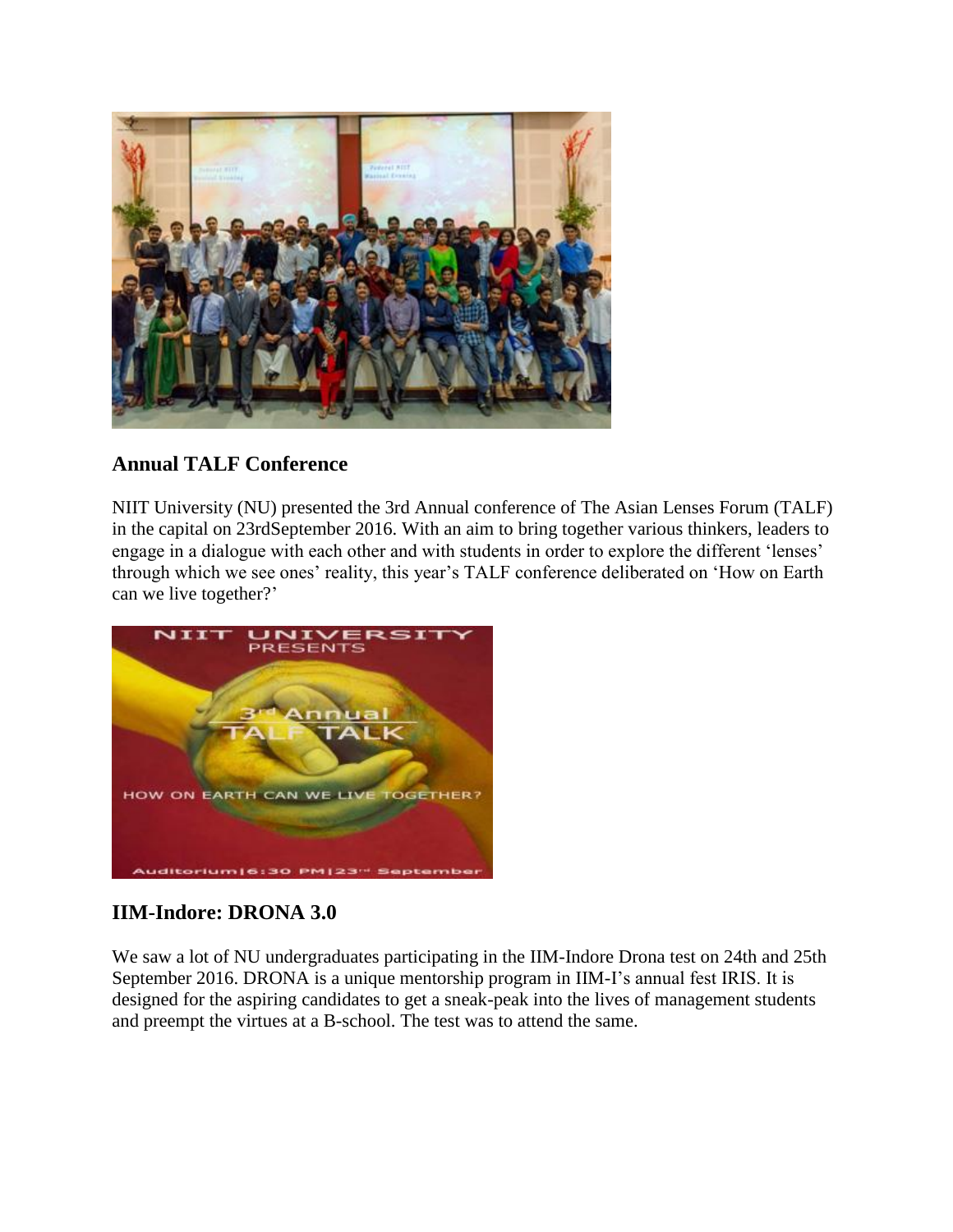## Annual TALF Conference

NIIT University (NU) presented the 3rd Annual conference of The Asian Lenses Forum (TALF) in the capital on 23rdSeptember 2016. With an aim to bring together various thinkers, leaders to engage in a dialogue with each other and with students in order to explore the different 'lenses' through which we see ones' reality, this year's TALF conference deliberated on 'How on Earth can we live together?'

## IIM-Indore: DRONA 3.0

We saw a lot of NU undergraduates participating in the IIM-Indore Drona test on 24th and 25th September 2016. DRONA is a unique mentorship program in IIM-I's annual fest IRIS. It is designed for the aspiring candidates to get a sneak-peak into the lives of management students and preempt the virtues at a B-school. The test was to attend the same.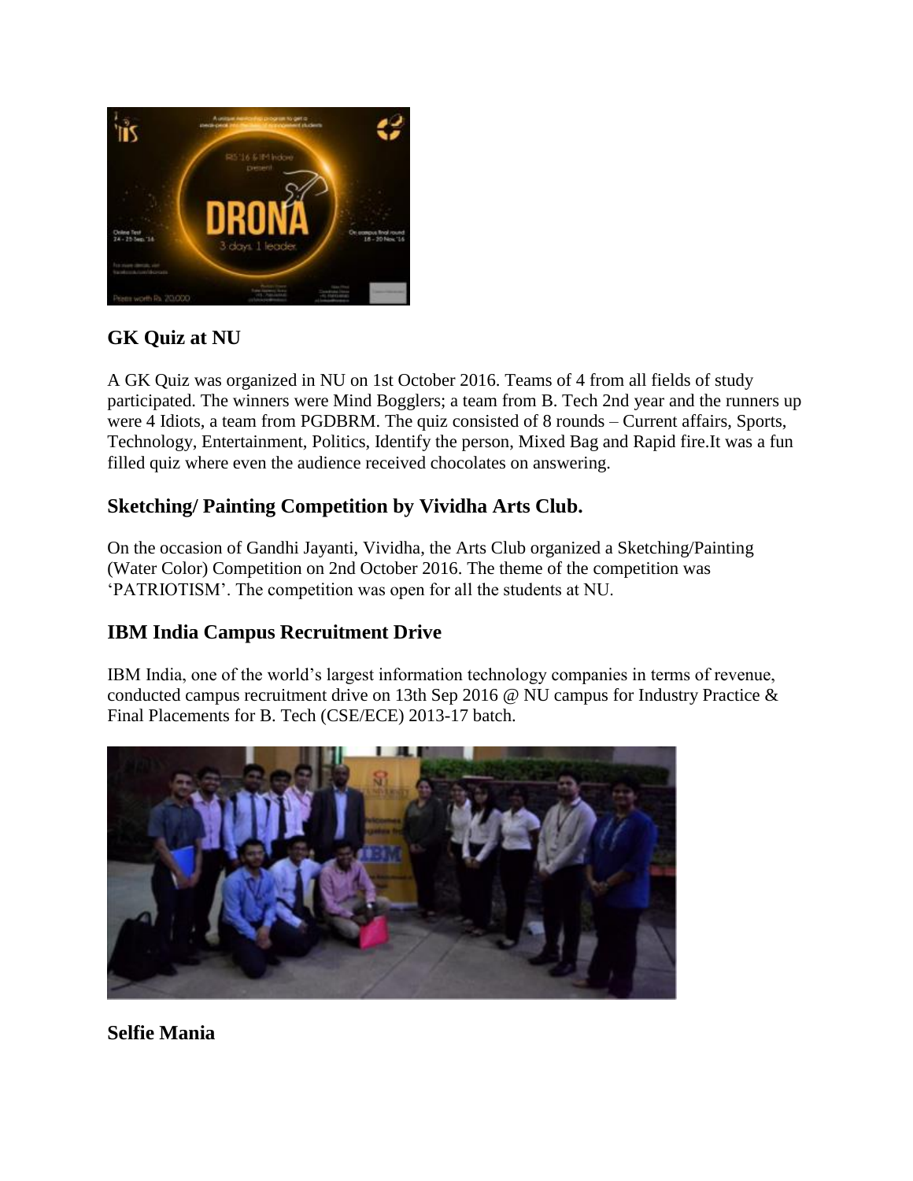## GK Quiz at NU

A GK Quiz was organized in NU on 1st October 2016. Teams of 4 from all fields of study participated. The winners were Mind Bogglers; a team from B. Tech 2nd year and the runners up were 4 Idiots, a team from PGDBRM. The quiz consisted of 8 rounds – Current affairs, Sports, Technology, Entertainment, Politics, Identify the person, Mixed Bag and Rapid fire.It was a fun filled quiz where even the audience received chocolates on answering.

## Sketching/ Painting Competition by Vividha Arts Club.

On the occasion of Gandhi Jayanti, Vividha, the Arts Club organized a Sketching/Painting (Water Color) Competition on 2nd October 2016. The theme of the competition was 'PATRIOTISM'. The competition was open for all the students at NU.

## IBM India Campus Recruitment Drive

IBM India, one of the world's largest information technology companies in terms of revenue, conducted campus recruitment drive on 13th Sep 2016 @ NU campus for Industry Practice & Final Placements for B. Tech (CSE/ECE) 2013-17 batch.

## Selfie Mania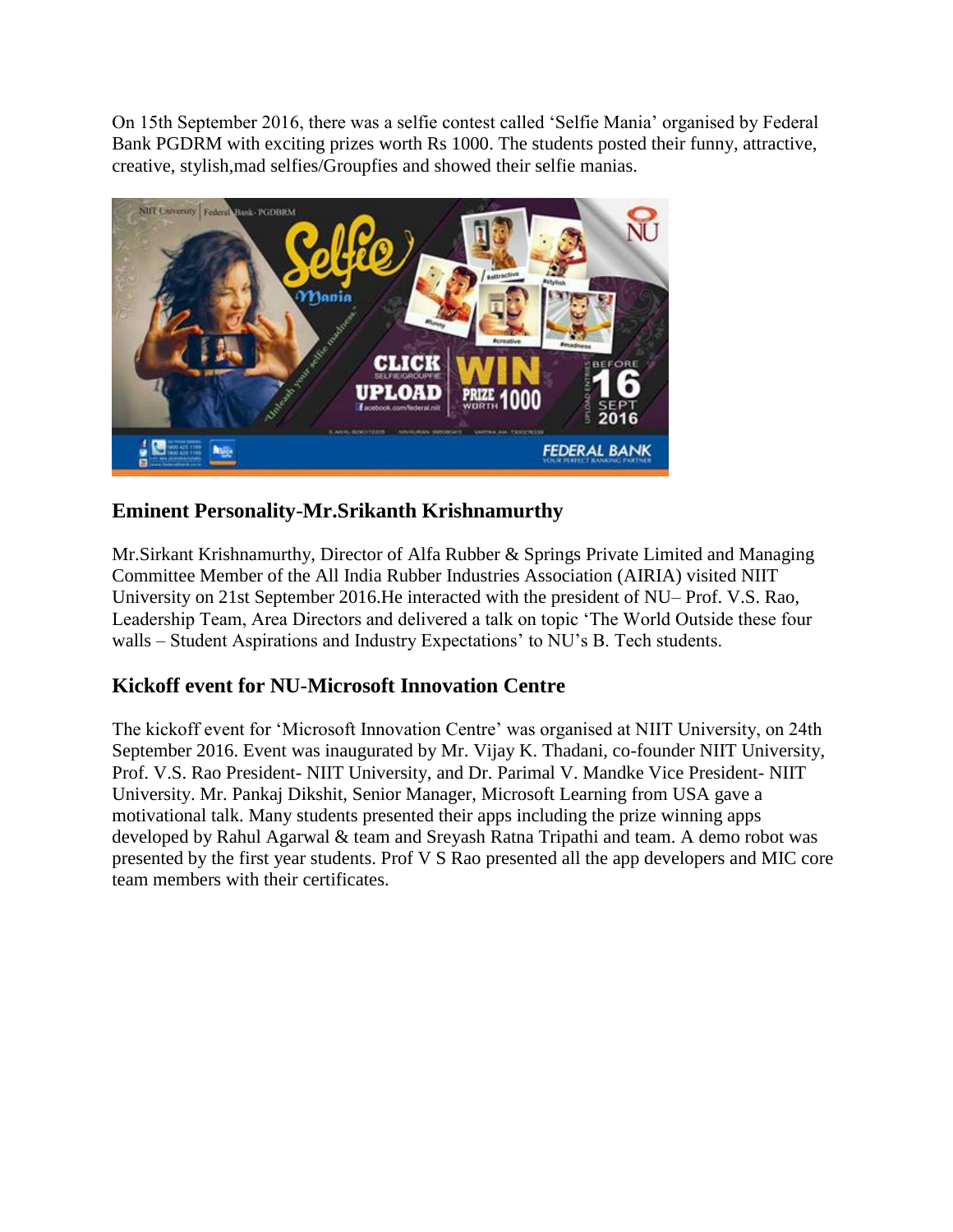On 15th September 2016, there was a selfie contest called 'Selfie Mania' organised by Federal Bank PGDRM with exciting prizes worth Rs 1000. The students posted their funny, attractive, creative, stylish,mad selfies/Groupfies and showed their selfie manias.

## Eminent Personality-Mr.Srikanth Krishnamurthy

Mr.Sirkant Krishnamurthy, Director of Alfa Rubber & Springs Private Limited and Managing Committee Member of the All India Rubber Industries Association (AIRIA) visited NIIT University on 21st September 2016.He interacted with the president of NU– Prof. V.S. Rao, Leadership Team, Area Directors and delivered a talk on topic 'The World Outside these four walls – Student Aspirations and Industry Expectations' to NU's B. Tech students.

## Kickoff event for NU-Microsoft Innovation Centre

The kickoff event for 'Microsoft Innovation Centre' was organised at NIIT University, on 24th September 2016. Event was inaugurated by Mr. Vijay K. Thadani, co-founder NIIT University, Prof. V.S. Rao President- NIIT University, and Dr. Parimal V. Mandke Vice President- NIIT University. Mr. Pankaj Dikshit, Senior Manager, Microsoft Learning from USA gave a motivational talk. Many students presented their apps including the prize winning apps developed by Rahul Agarwal & team and Sreyash Ratna Tripathi and team. A demo robot was presented by the first year students. Prof V S Rao presented all the app developers and MIC core team members with their certificates.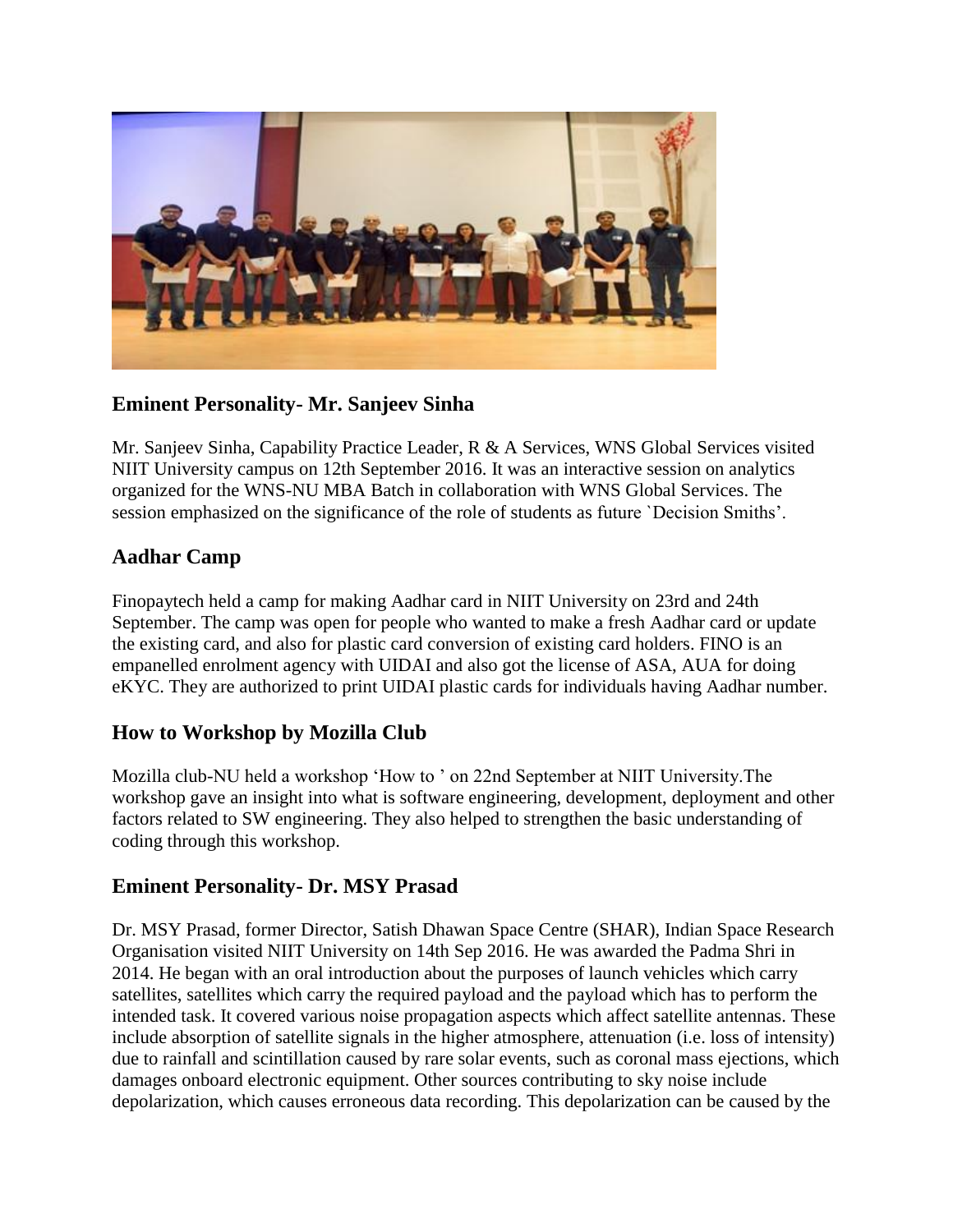## Eminent Personality- Mr. Sanjeev Sinha

Mr. Sanjeev Sinha, Capability Practice Leader, R & A Services, WNS Global Services visited NIIT University campus on 12th September 2016. It was an interactive session on analytics organized for the WNS-NU MBA Batch in collaboration with WNS Global Services. The session emphasized on the significance of the role of students as future `Decision Smiths'.

## Aadhar Camp

Finopaytech held a camp for making Aadhar card in NIIT University on 23rd and 24th September. The camp was open for people who wanted to make a fresh Aadhar card or update the existing card, and also for plastic card conversion of existing card holders. FINO is an empanelled enrolment agency with UIDAI and also got the license of ASA, AUA for doing eKYC. They are authorized to print UIDAI plastic cards for individuals having Aadhar number.

## How to Workshop by Mozilla Club

Mozilla club-NU held a workshop 'How to ' on 22nd September at NIIT University.The workshop gave an insight into what is software engineering, development, deployment and other factors related to SW engineering. They also helped to strengthen the basic understanding of coding through this workshop.

## Eminent Personality- Dr. MSY Prasad

Dr. MSY Prasad, former Director, Satish Dhawan Space Centre (SHAR), Indian Space Research Organisation visited NIIT University on 14th Sep 2016. He was awarded the Padma Shri in 2014. He began with an oral introduction about the purposes of launch vehicles which carry satellites, satellites which carry the required payload and the payload which has to perform the intended task. It covered various noise propagation aspects which affect satellite antennas. These include absorption of satellite signals in the higher atmosphere, attenuation (i.e. loss of intensity) due to rainfall and scintillation caused by rare solar events, such as coronal mass ejections, which damages onboard electronic equipment. Other sources contributing to sky noise include depolarization, which causes erroneous data recording. This depolarization can be caused by the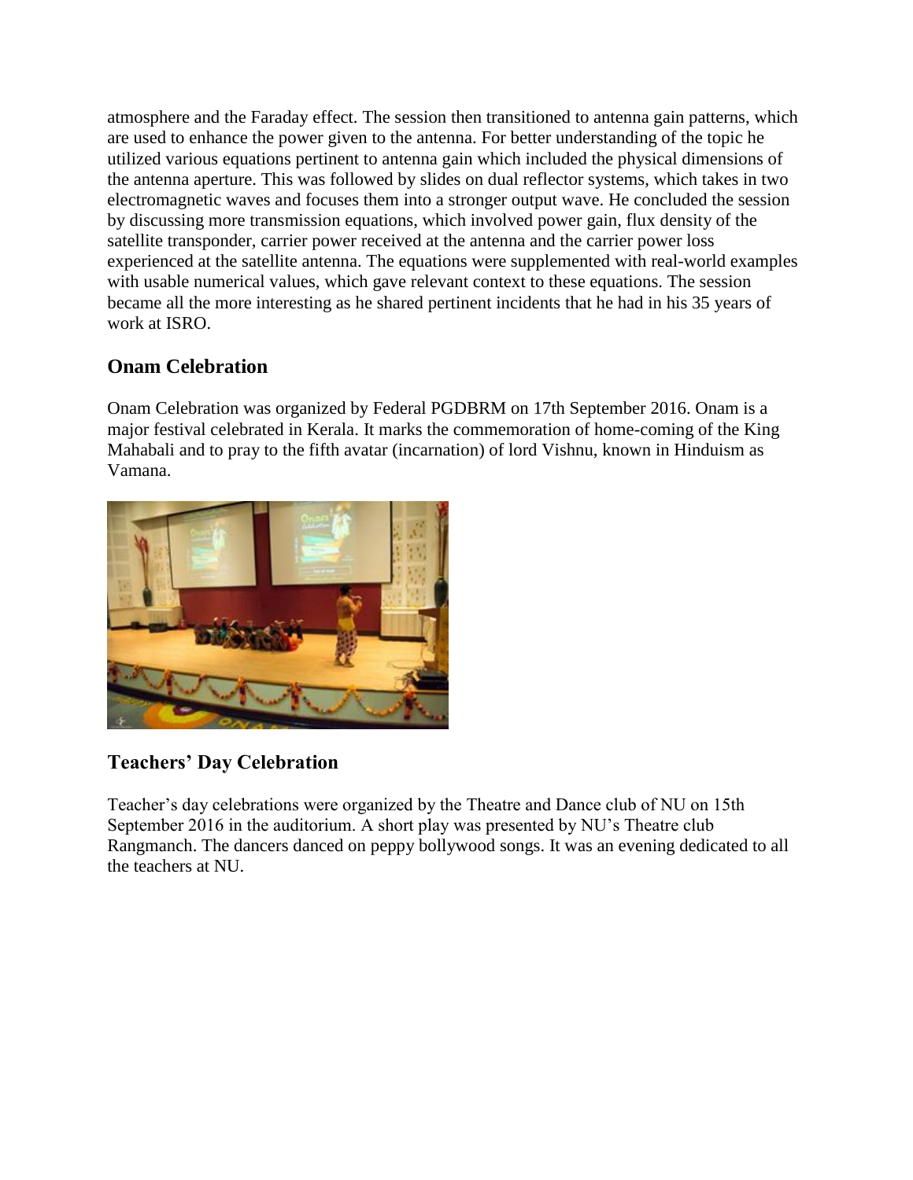atmosphere and the Faraday effect. The session then transitioned to antenna gain patterns, which are used to enhance the power given to the antenna. For better understanding of the topic he utilized various equations pertinent to antenna gain which included the physical dimensions of the antenna aperture. This was followed by slides on dual reflector systems, which takes in two electromagnetic waves and focuses them into a stronger output wave. He concluded the session by discussing more transmission equations, which involved power gain, flux density of the satellite transponder, carrier power received at the antenna and the carrier power loss experienced at the satellite antenna. The equations were supplemented with real-world examples with usable numerical values, which gave relevant context to these equations. The session became all the more interesting as he shared pertinent incidents that he had in his 35 years of work at ISRO.

## Onam Celebration

Onam Celebration was organized by Federal PGDBRM on 17th September 2016. Onam is a major festival celebrated in Kerala. It marks the commemoration of home-coming of the King Mahabali and to pray to the fifth avatar (incarnation) of lord Vishnu, known in Hinduism as Vamana.

## Teachers' Day Celebration

Teacher's day celebrations were organized by the Theatre and Dance club of NU on 15th September 2016 in the auditorium. A short play was presented by NU's Theatre club Rangmanch. The dancers danced on peppy bollywood songs. It was an evening dedicated to all the teachers at NU.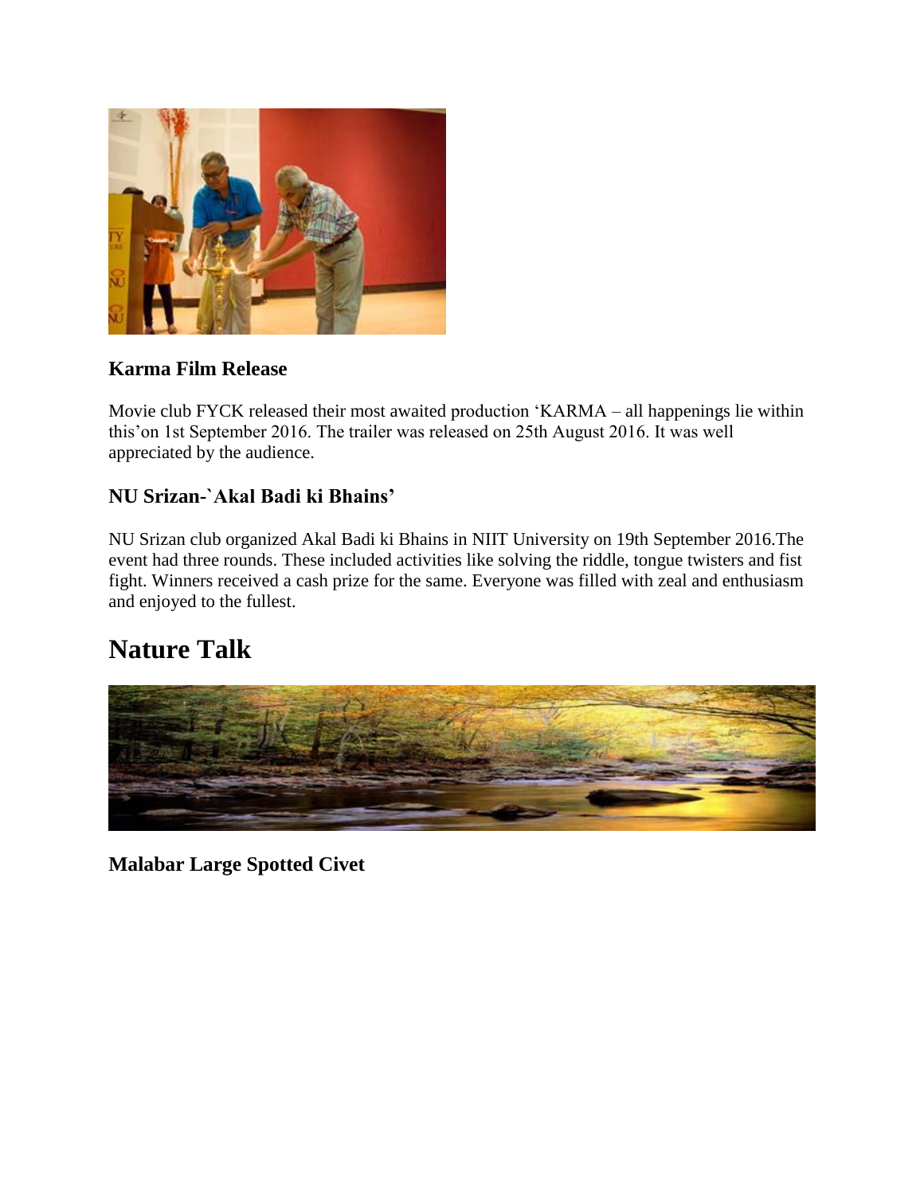### Karma Film Release

Movie club FYCK released their most awaited production 'KARMA – all happenings lie within this'on 1st September 2016. The trailer was released on 25th August 2016. It was well appreciated by the audience.

### NU Srizan-`Akal Badi ki Bhains'

NU Srizan club organized Akal Badi ki Bhains in NIIT University on 19th September 2016.The event had three rounds. These included activities like solving the riddle, tongue twisters and fist fight. Winners received a cash prize for the same. Everyone was filled with zeal and enthusiasm and enjoyed to the fullest.

## Nature Talk

### Malabar Large Spotted Civet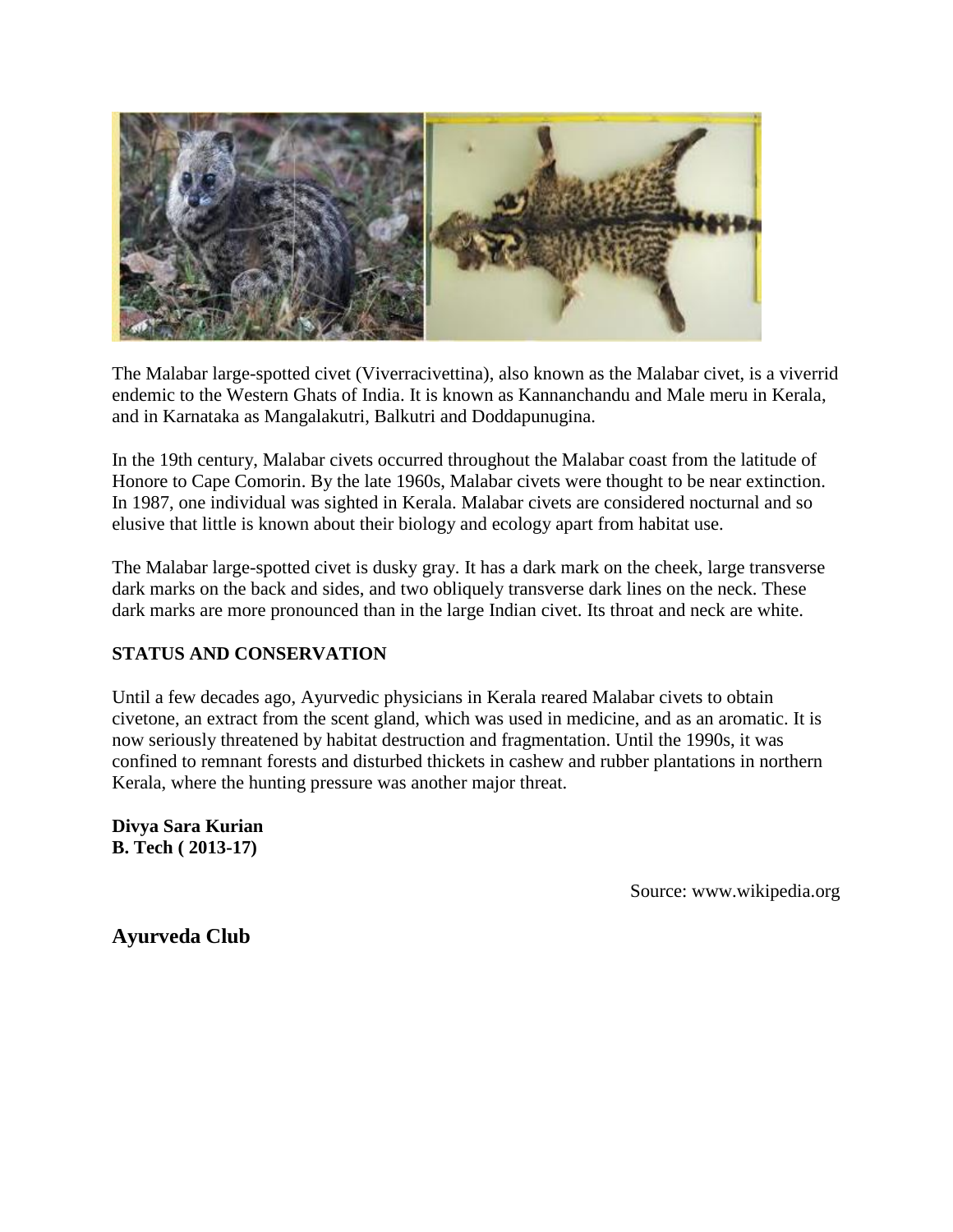The Malabar large-spotted civet (Viverracivettina), also known as the Malabar civet, is a viverrid endemic to the Western Ghats of India. It is known as Kannanchandu and Male meru in Kerala, and in Karnataka as Mangalakutri, Balkutri and Doddapunugina.

In the 19th century, Malabar civets occurred throughout the Malabar coast from the latitude of Honore to Cape Comorin. By the late 1960s, Malabar civets were thought to be near extinction. In 1987, one individual was sighted in Kerala. Malabar civets are considered nocturnal and so elusive that little is known about their biology and ecology apart from habitat use.

The Malabar large-spotted civet is dusky gray. It has a dark mark on the cheek, large transverse dark marks on the back and sides, and two obliquely transverse dark lines on the neck. These dark marks are more pronounced than in the large Indian civet. Its throat and neck are white.

**STATUS AND CONSERVATION**

Until a few decades ago, Ayurvedic physicians in Kerala reared Malabar civets to obtain civetone, an extract from the scent gland, which was used in medicine, and as an aromatic. It is now seriously threatened by habitat destruction and fragmentation. Until the 1990s, it was confined to remnant forests and disturbed thickets in cashew and rubber plantations in northern Kerala, where the hunting pressure was another major threat.

**Divya Sara Kurian**
**B. Tech ( 2013-17)**

Source: www.wikipedia.org

## Ayurveda Club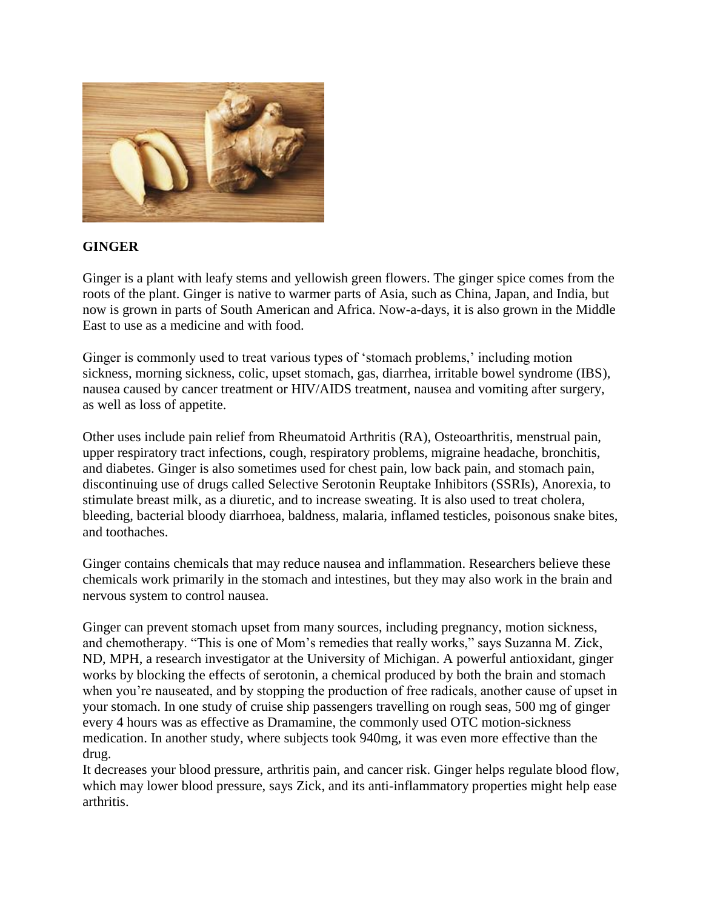**GINGER**

Ginger is a plant with leafy stems and yellowish green flowers. The ginger spice comes from the roots of the plant. Ginger is native to warmer parts of Asia, such as China, Japan, and India, but now is grown in parts of South American and Africa. Now-a-days, it is also grown in the Middle East to use as a medicine and with food.

Ginger is commonly used to treat various types of 'stomach problems,' including motion sickness, morning sickness, colic, upset stomach, gas, diarrhea, irritable bowel syndrome (IBS), nausea caused by cancer treatment or HIV/AIDS treatment, nausea and vomiting after surgery, as well as loss of appetite.

Other uses include pain relief from Rheumatoid Arthritis (RA), Osteoarthritis, menstrual pain, upper respiratory tract infections, cough, respiratory problems, migraine headache, bronchitis, and diabetes. Ginger is also sometimes used for chest pain, low back pain, and stomach pain, discontinuing use of drugs called Selective Serotonin Reuptake Inhibitors (SSRIs), Anorexia, to stimulate breast milk, as a diuretic, and to increase sweating. It is also used to treat cholera, bleeding, bacterial bloody diarrhoea, baldness, malaria, inflamed testicles, poisonous snake bites, and toothaches.

Ginger contains chemicals that may reduce nausea and inflammation. Researchers believe these chemicals work primarily in the stomach and intestines, but they may also work in the brain and nervous system to control nausea.

Ginger can prevent stomach upset from many sources, including pregnancy, motion sickness, and chemotherapy. "This is one of Mom's remedies that really works," says Suzanna M. Zick, ND, MPH, a research investigator at the University of Michigan. A powerful antioxidant, ginger works by blocking the effects of serotonin, a chemical produced by both the brain and stomach when you're nauseated, and by stopping the production of free radicals, another cause of upset in your stomach. In one study of cruise ship passengers travelling on rough seas, 500 mg of ginger every 4 hours was as effective as Dramamine, the commonly used OTC motion-sickness medication. In another study, where subjects took 940mg, it was even more effective than the drug.

It decreases your blood pressure, arthritis pain, and cancer risk. Ginger helps regulate blood flow, which may lower blood pressure, says Zick, and its anti-inflammatory properties might help ease arthritis.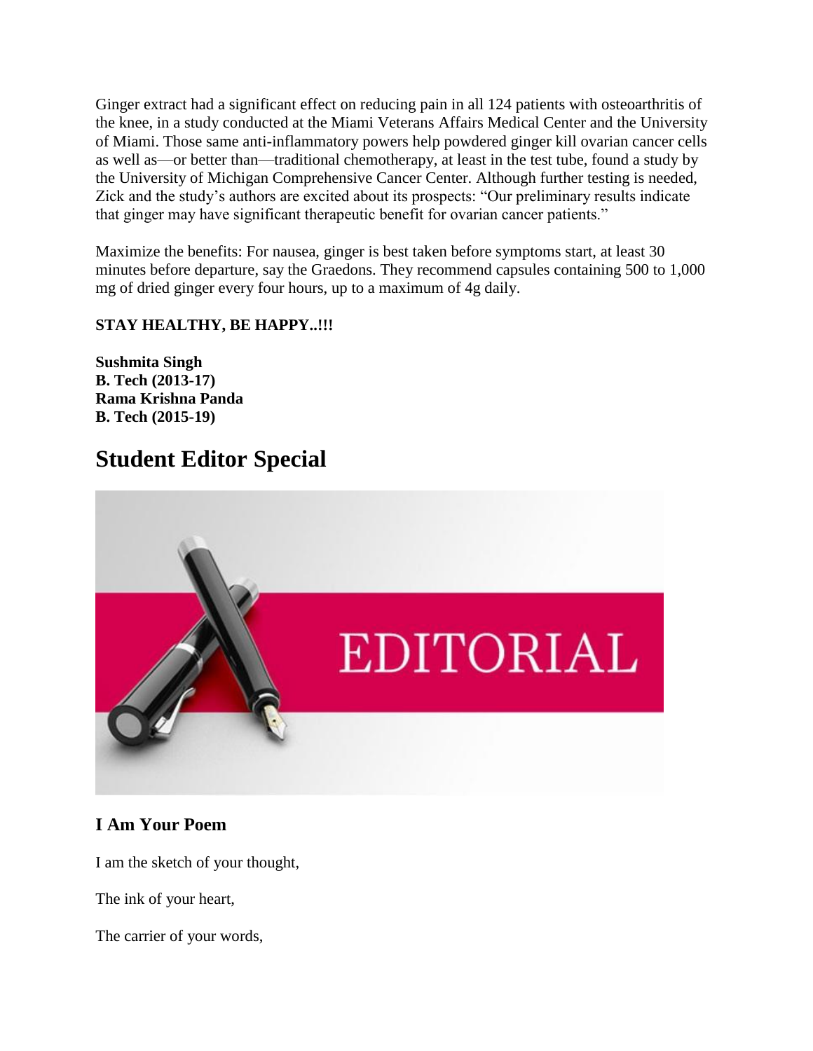Ginger extract had a significant effect on reducing pain in all 124 patients with osteoarthritis of the knee, in a study conducted at the Miami Veterans Affairs Medical Center and the University of Miami. Those same anti-inflammatory powers help powdered ginger kill ovarian cancer cells as well as—or better than—traditional chemotherapy, at least in the test tube, found a study by the University of Michigan Comprehensive Cancer Center. Although further testing is needed, Zick and the study's authors are excited about its prospects: "Our preliminary results indicate that ginger may have significant therapeutic benefit for ovarian cancer patients."

Maximize the benefits: For nausea, ginger is best taken before symptoms start, at least 30 minutes before departure, say the Graedons. They recommend capsules containing 500 to 1,000 mg of dried ginger every four hours, up to a maximum of 4g daily.

**STAY HEALTHY, BE HAPPY..!!!**

**Sushmita Singh**
**B. Tech (2013-17)**
**Rama Krishna Panda**
**B. Tech (2015-19)**

# Student Editor Special

## I Am Your Poem

I am the sketch of your thought,

The ink of your heart,

The carrier of your words,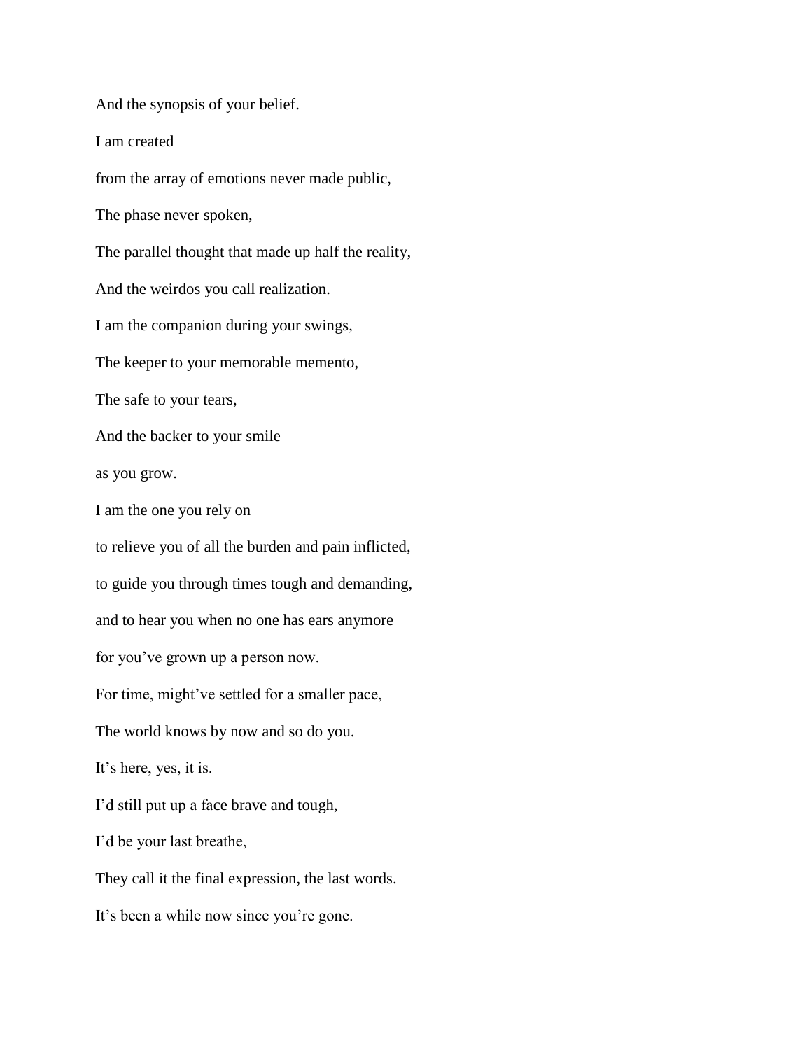And the synopsis of your belief.

I am created

from the array of emotions never made public,

The phase never spoken,

The parallel thought that made up half the reality,

And the weirdos you call realization.

I am the companion during your swings,

The keeper to your memorable memento,

The safe to your tears,

And the backer to your smile

as you grow.

I am the one you rely on

to relieve you of all the burden and pain inflicted,

to guide you through times tough and demanding,

and to hear you when no one has ears anymore

for you've grown up a person now.

For time, might've settled for a smaller pace,

The world knows by now and so do you.

It's here, yes, it is.

I'd still put up a face brave and tough,

I'd be your last breathe,

They call it the final expression, the last words.

It's been a while now since you're gone.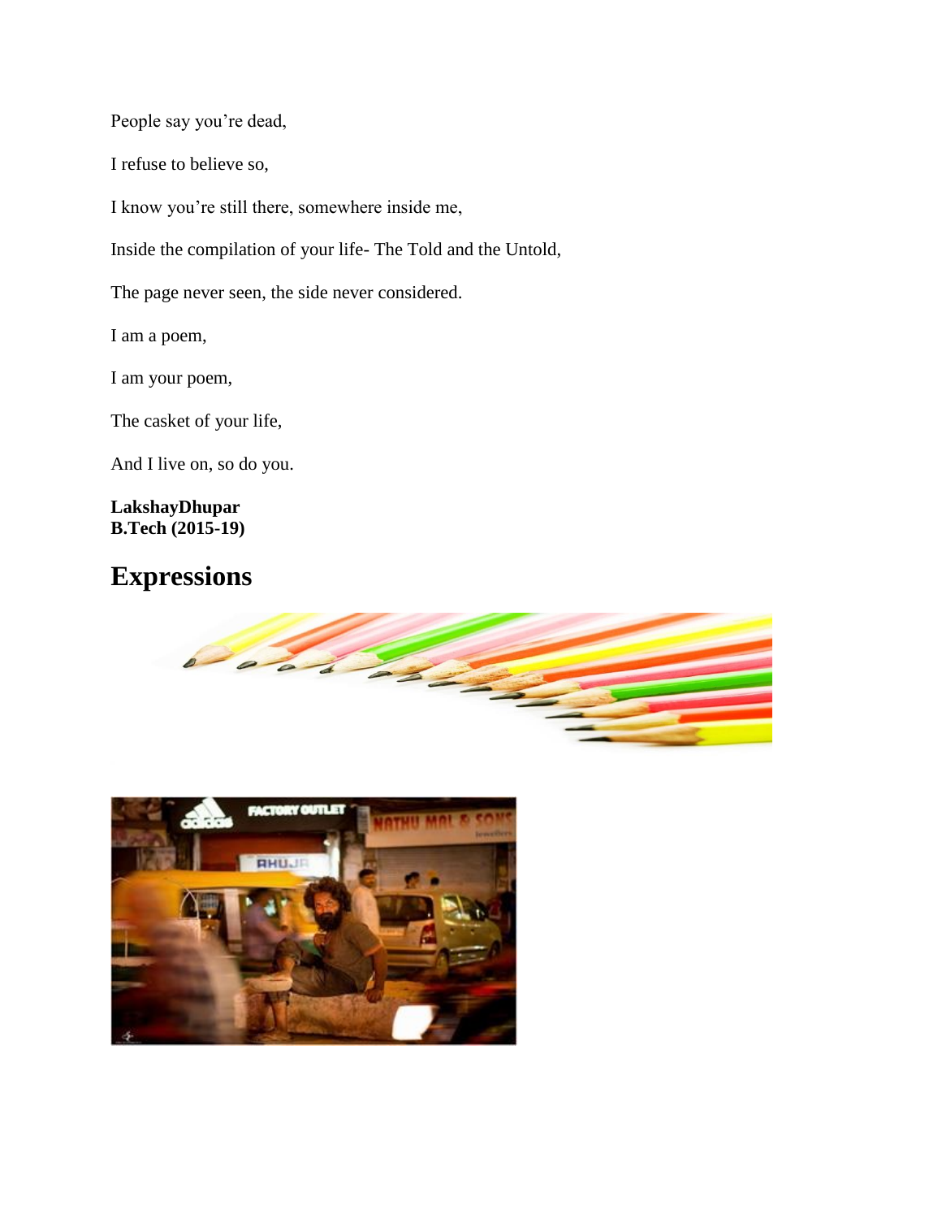People say you're dead,

I refuse to believe so,

I know you're still there, somewhere inside me,

Inside the compilation of your life- The Told and the Untold,

The page never seen, the side never considered.

I am a poem,

I am your poem,

The casket of your life,

And I live on, so do you.

**LakshayDhupar**
**B.Tech (2015-19)**

# Expressions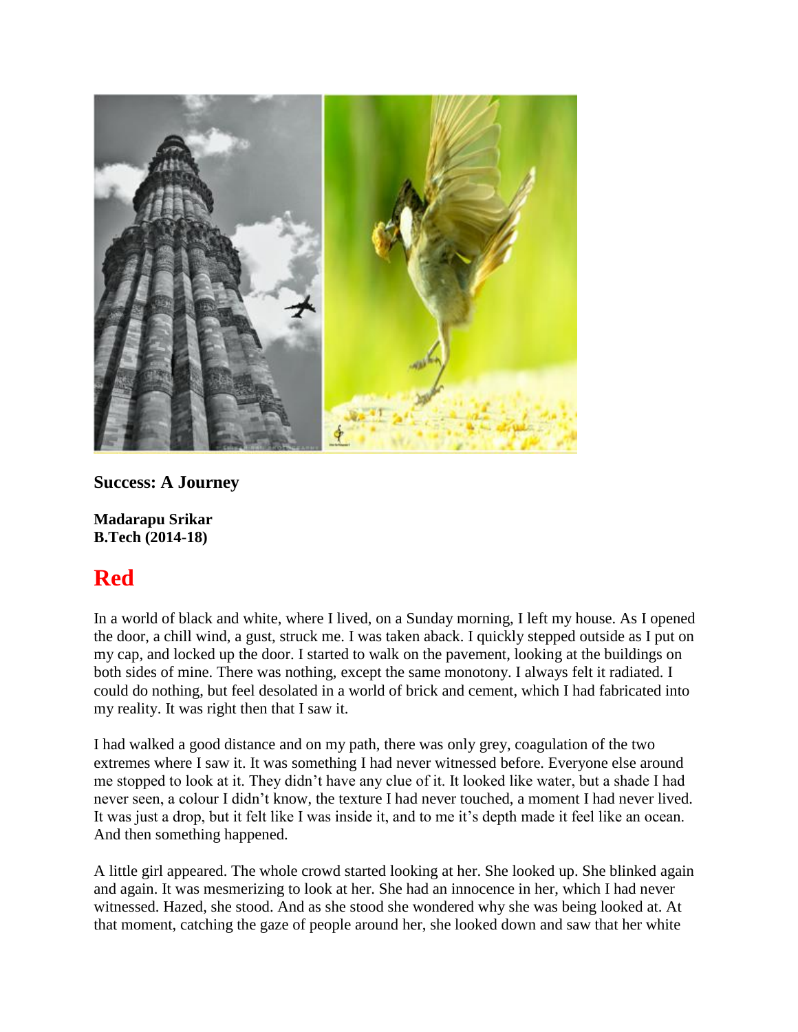**Success: A Journey**

**Madarapu Srikar**
**B.Tech (2014-18)**

## Red

In a world of black and white, where I lived, on a Sunday morning, I left my house. As I opened the door, a chill wind, a gust, struck me. I was taken aback. I quickly stepped outside as I put on my cap, and locked up the door. I started to walk on the pavement, looking at the buildings on both sides of mine. There was nothing, except the same monotony. I always felt it radiated. I could do nothing, but feel desolated in a world of brick and cement, which I had fabricated into my reality. It was right then that I saw it.

I had walked a good distance and on my path, there was only grey, coagulation of the two extremes where I saw it. It was something I had never witnessed before. Everyone else around me stopped to look at it. They didn't have any clue of it. It looked like water, but a shade I had never seen, a colour I didn't know, the texture I had never touched, a moment I had never lived. It was just a drop, but it felt like I was inside it, and to me it's depth made it feel like an ocean. And then something happened.

A little girl appeared. The whole crowd started looking at her. She looked up. She blinked again and again. It was mesmerizing to look at her. She had an innocence in her, which I had never witnessed. Hazed, she stood. And as she stood she wondered why she was being looked at. At that moment, catching the gaze of people around her, she looked down and saw that her white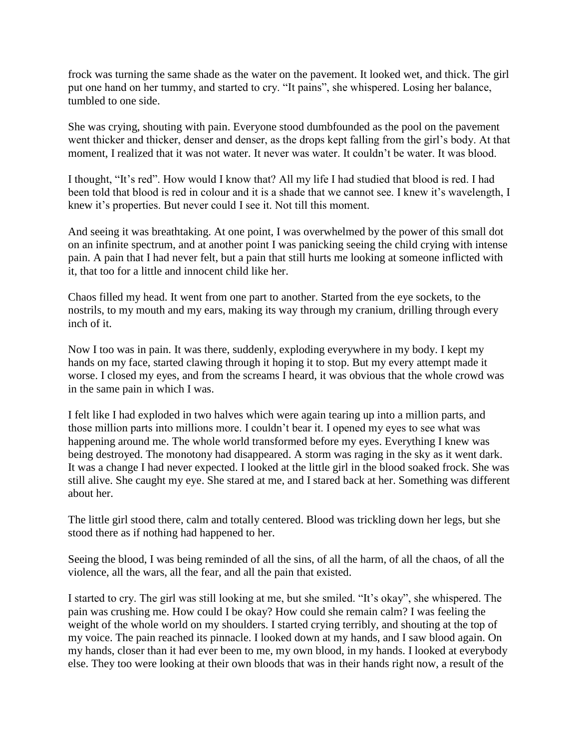frock was turning the same shade as the water on the pavement. It looked wet, and thick. The girl put one hand on her tummy, and started to cry. "It pains", she whispered. Losing her balance, tumbled to one side.

She was crying, shouting with pain. Everyone stood dumbfounded as the pool on the pavement went thicker and thicker, denser and denser, as the drops kept falling from the girl's body. At that moment, I realized that it was not water. It never was water. It couldn't be water. It was blood.

I thought, "It's red". How would I know that? All my life I had studied that blood is red. I had been told that blood is red in colour and it is a shade that we cannot see. I knew it's wavelength, I knew it's properties. But never could I see it. Not till this moment.

And seeing it was breathtaking. At one point, I was overwhelmed by the power of this small dot on an infinite spectrum, and at another point I was panicking seeing the child crying with intense pain. A pain that I had never felt, but a pain that still hurts me looking at someone inflicted with it, that too for a little and innocent child like her.

Chaos filled my head. It went from one part to another. Started from the eye sockets, to the nostrils, to my mouth and my ears, making its way through my cranium, drilling through every inch of it.

Now I too was in pain. It was there, suddenly, exploding everywhere in my body. I kept my hands on my face, started clawing through it hoping it to stop. But my every attempt made it worse. I closed my eyes, and from the screams I heard, it was obvious that the whole crowd was in the same pain in which I was.

I felt like I had exploded in two halves which were again tearing up into a million parts, and those million parts into millions more. I couldn't bear it. I opened my eyes to see what was happening around me. The whole world transformed before my eyes. Everything I knew was being destroyed. The monotony had disappeared. A storm was raging in the sky as it went dark. It was a change I had never expected. I looked at the little girl in the blood soaked frock. She was still alive. She caught my eye. She stared at me, and I stared back at her. Something was different about her.

The little girl stood there, calm and totally centered. Blood was trickling down her legs, but she stood there as if nothing had happened to her.

Seeing the blood, I was being reminded of all the sins, of all the harm, of all the chaos, of all the violence, all the wars, all the fear, and all the pain that existed.

I started to cry. The girl was still looking at me, but she smiled. "It's okay", she whispered. The pain was crushing me. How could I be okay? How could she remain calm? I was feeling the weight of the whole world on my shoulders. I started crying terribly, and shouting at the top of my voice. The pain reached its pinnacle. I looked down at my hands, and I saw blood again. On my hands, closer than it had ever been to me, my own blood, in my hands. I looked at everybody else. They too were looking at their own bloods that was in their hands right now, a result of the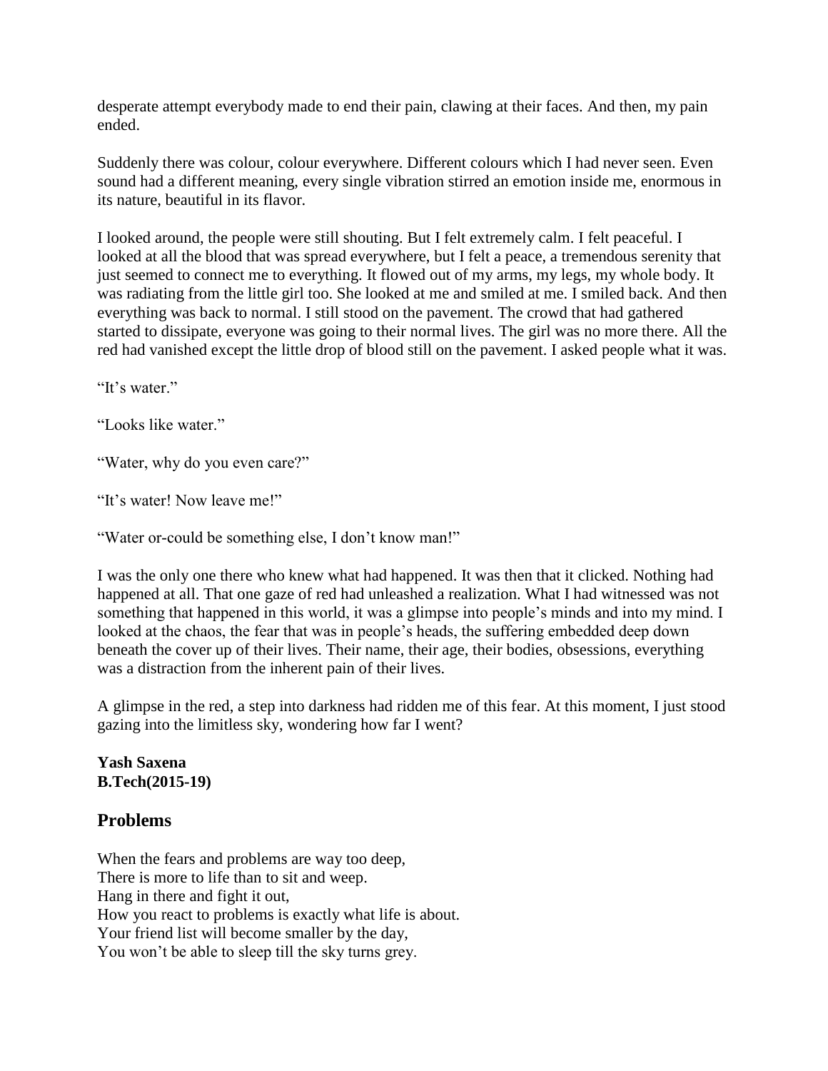desperate attempt everybody made to end their pain, clawing at their faces. And then, my pain ended.

Suddenly there was colour, colour everywhere. Different colours which I had never seen. Even sound had a different meaning, every single vibration stirred an emotion inside me, enormous in its nature, beautiful in its flavor.

I looked around, the people were still shouting. But I felt extremely calm. I felt peaceful. I looked at all the blood that was spread everywhere, but I felt a peace, a tremendous serenity that just seemed to connect me to everything. It flowed out of my arms, my legs, my whole body. It was radiating from the little girl too. She looked at me and smiled at me. I smiled back. And then everything was back to normal. I still stood on the pavement. The crowd that had gathered started to dissipate, everyone was going to their normal lives. The girl was no more there. All the red had vanished except the little drop of blood still on the pavement. I asked people what it was.

"It's water."

"Looks like water."

"Water, why do you even care?"

"It's water! Now leave me!"

"Water or-could be something else, I don't know man!"

I was the only one there who knew what had happened. It was then that it clicked. Nothing had happened at all. That one gaze of red had unleashed a realization. What I had witnessed was not something that happened in this world, it was a glimpse into people's minds and into my mind. I looked at the chaos, the fear that was in people's heads, the suffering embedded deep down beneath the cover up of their lives. Their name, their age, their bodies, obsessions, everything was a distraction from the inherent pain of their lives.

A glimpse in the red, a step into darkness had ridden me of this fear. At this moment, I just stood gazing into the limitless sky, wondering how far I went?

**Yash Saxena**
**B.Tech(2015-19)**

## Problems

When the fears and problems are way too deep,
There is more to life than to sit and weep.
Hang in there and fight it out,
How you react to problems is exactly what life is about.
Your friend list will become smaller by the day,
You won't be able to sleep till the sky turns grey.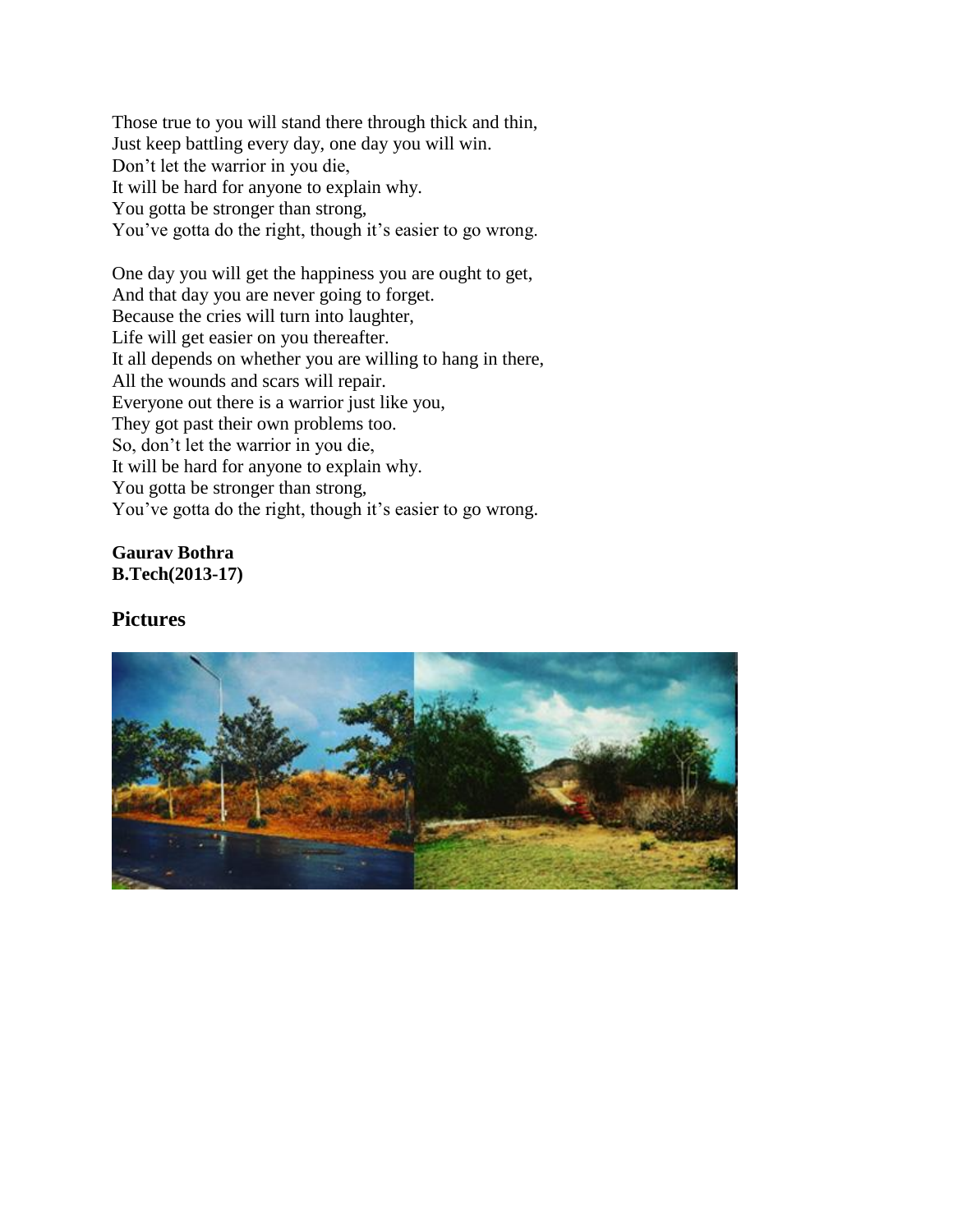Those true to you will stand there through thick and thin,
Just keep battling every day, one day you will win.
Don't let the warrior in you die,
It will be hard for anyone to explain why.
You gotta be stronger than strong,
You've gotta do the right, though it's easier to go wrong.

One day you will get the happiness you are ought to get,
And that day you are never going to forget.
Because the cries will turn into laughter,
Life will get easier on you thereafter.
It all depends on whether you are willing to hang in there,
All the wounds and scars will repair.
Everyone out there is a warrior just like you,
They got past their own problems too.
So, don't let the warrior in you die,
It will be hard for anyone to explain why.
You gotta be stronger than strong,
You've gotta do the right, though it's easier to go wrong.

**Gaurav Bothra**
**B.Tech(2013-17)**

## Pictures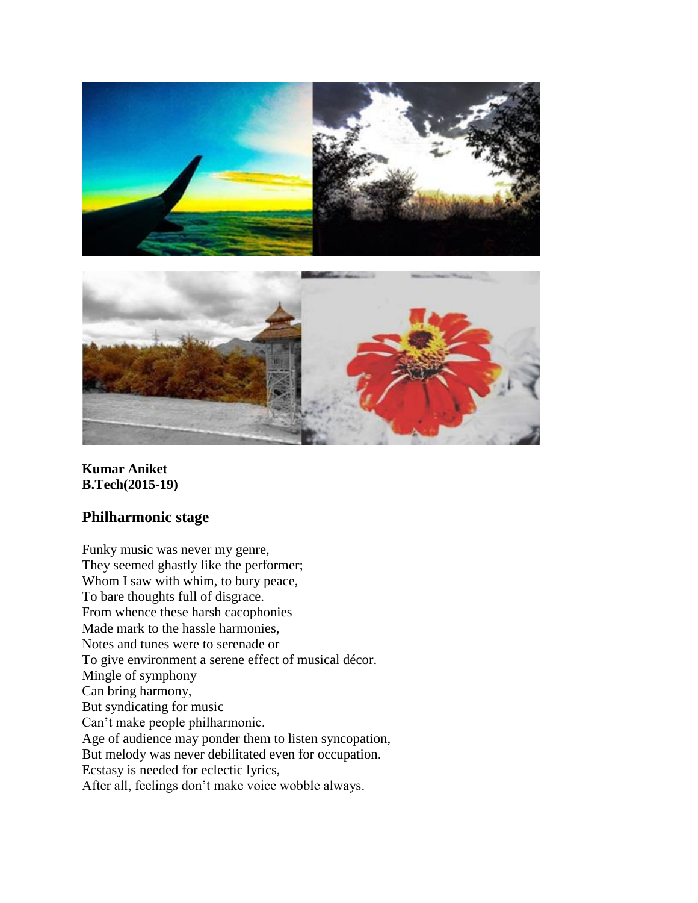**Kumar Aniket**
**B.Tech(2015-19)**

## Philharmonic stage

Funky music was never my genre,
They seemed ghastly like the performer;
Whom I saw with whim, to bury peace,
To bare thoughts full of disgrace.
From whence these harsh cacophonies
Made mark to the hassle harmonies,
Notes and tunes were to serenade or
To give environment a serene effect of musical décor.
Mingle of symphony
Can bring harmony,
But syndicating for music
Can't make people philharmonic.
Age of audience may ponder them to listen syncopation,
But melody was never debilitated even for occupation.
Ecstasy is needed for eclectic lyrics,
After all, feelings don't make voice wobble always.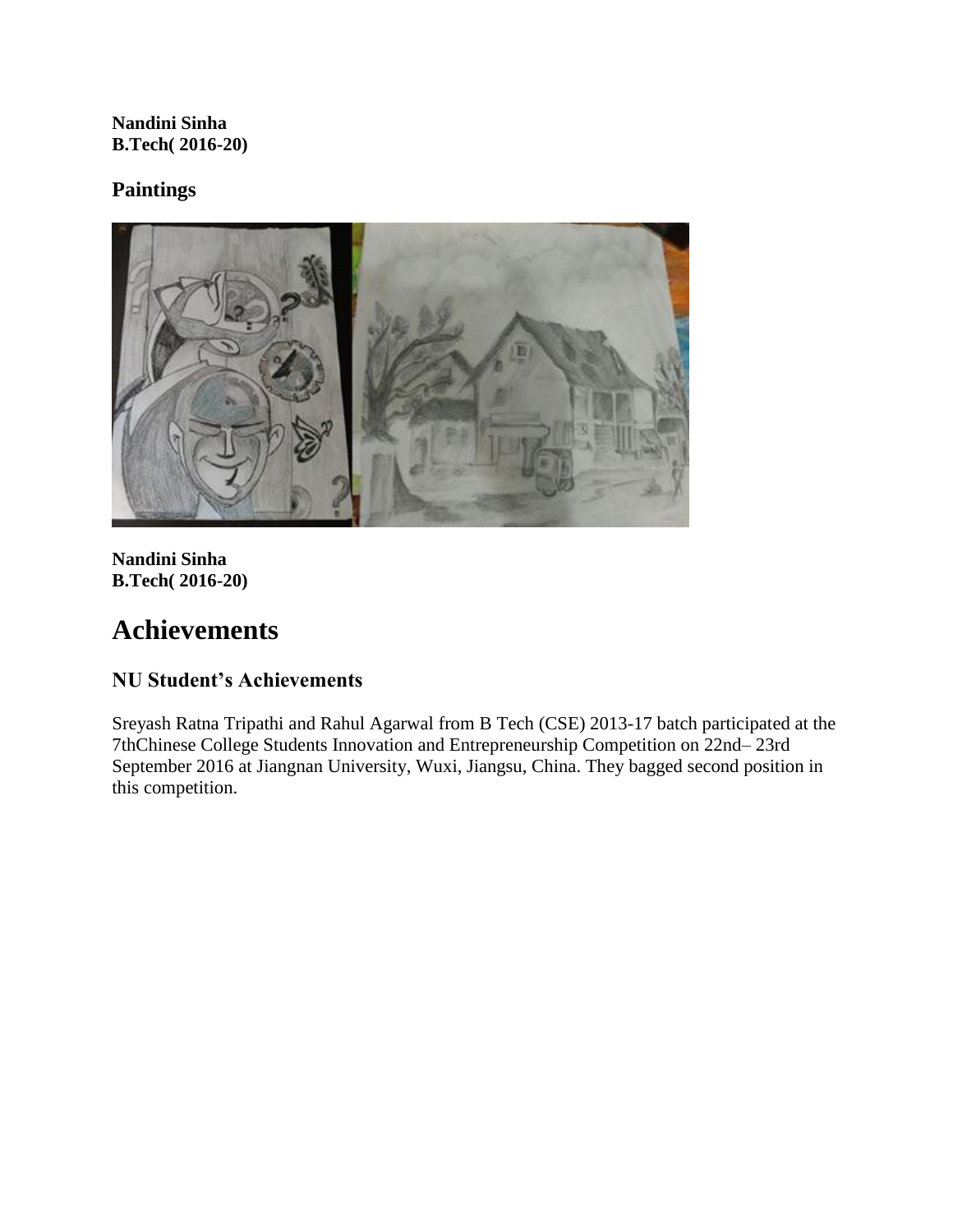**Nandini Sinha**
**B.Tech( 2016-20)**

### Paintings

**Nandini Sinha**
**B.Tech( 2016-20)**

# Achievements

## NU Student's Achievements

Sreyash Ratna Tripathi and Rahul Agarwal from B Tech (CSE) 2013-17 batch participated at the 7thChinese College Students Innovation and Entrepreneurship Competition on 22nd– 23rd September 2016 at Jiangnan University, Wuxi, Jiangsu, China. They bagged second position in this competition.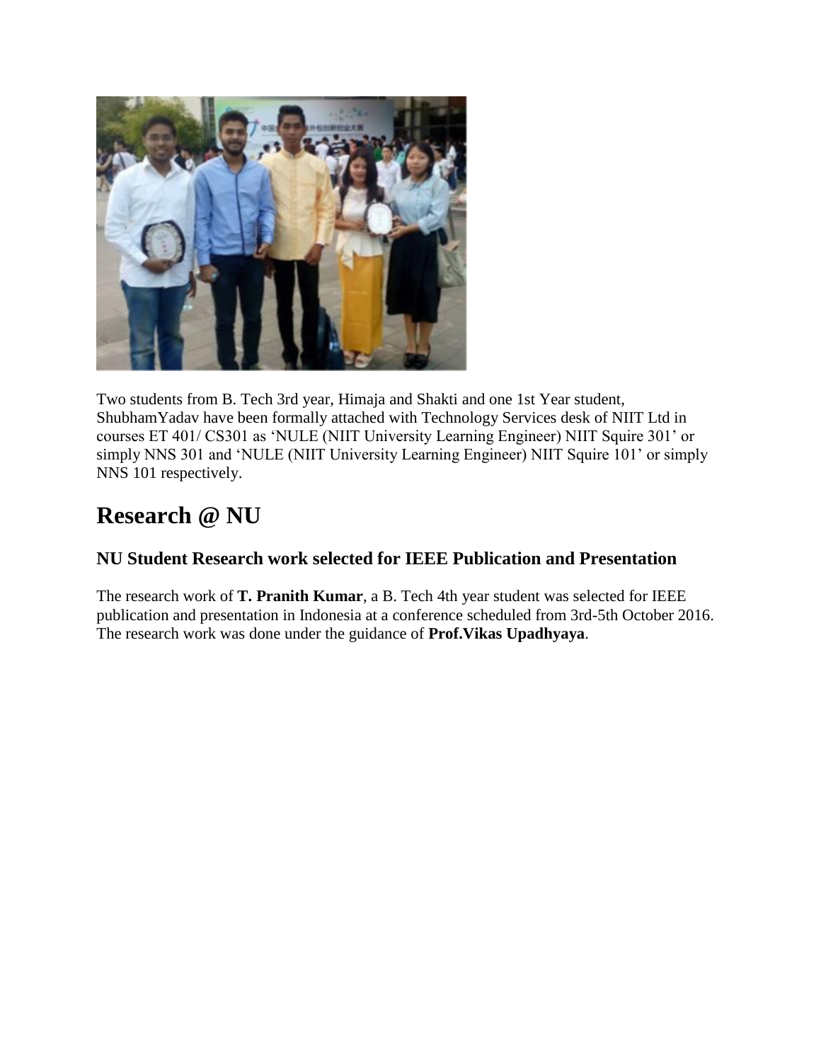Two students from B. Tech 3rd year, Himaja and Shakti and one 1st Year student, ShubhamYadav have been formally attached with Technology Services desk of NIIT Ltd in courses ET 401/ CS301 as 'NULE (NIIT University Learning Engineer) NIIT Squire 301' or simply NNS 301 and 'NULE (NIIT University Learning Engineer) NIIT Squire 101' or simply NNS 101 respectively.

# Research @ NU

## NU Student Research work selected for IEEE Publication and Presentation

The research work of **T. Pranith Kumar**, a B. Tech 4th year student was selected for IEEE publication and presentation in Indonesia at a conference scheduled from 3rd-5th October 2016. The research work was done under the guidance of **Prof.Vikas Upadhyaya**.